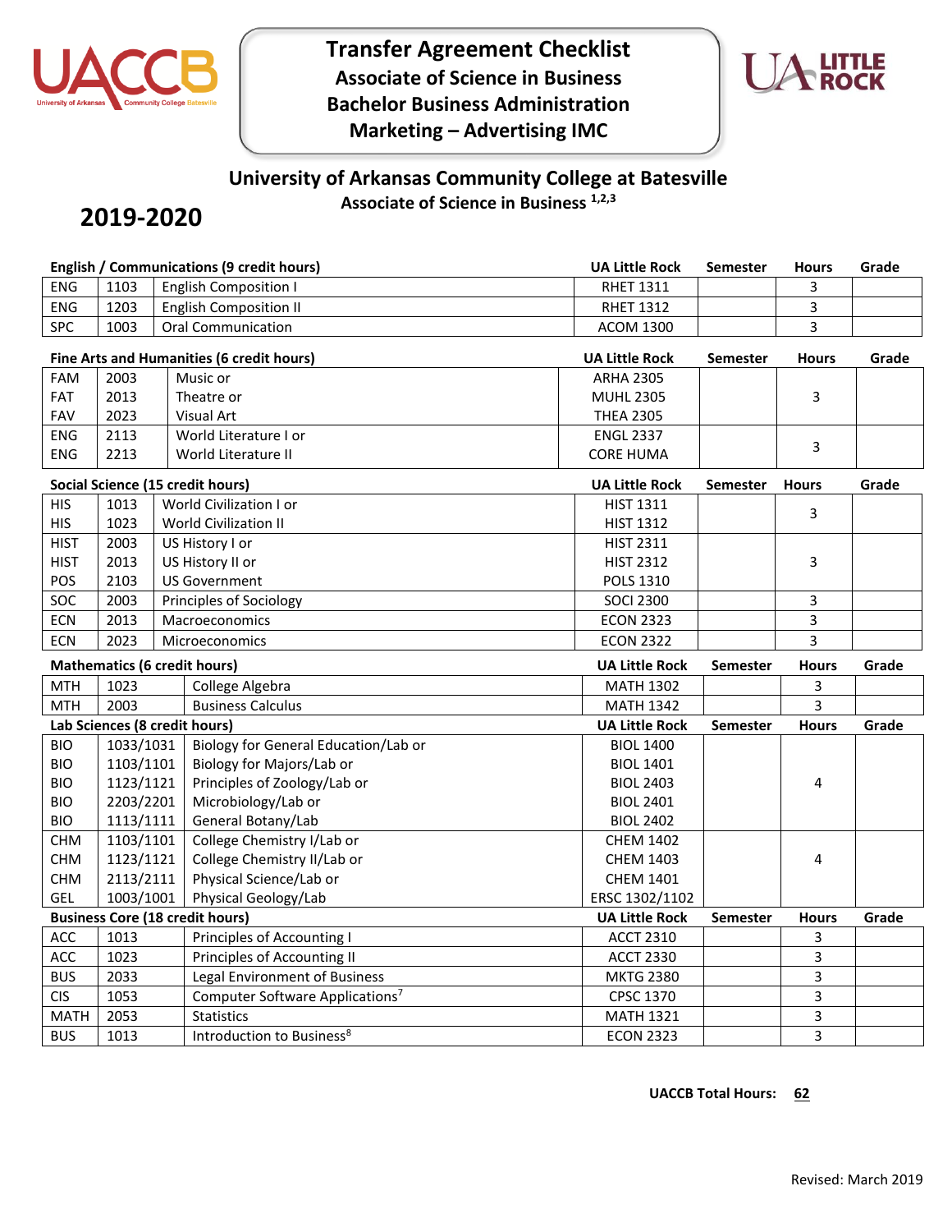# Transfer Agreement Checklist
## Associate of Science in Business
## Bachelor Business Administration
## Marketing – Advertising IMC

## University of Arkansas Community College at Batesville
### Associate of Science in Business [1,2,3]

# 2019-2020

| English / Communications (9 credit hours) | | | UA Little Rock | Semester | Hours | Grade |
|---|---|---|---|---|---|---|
| ENG | 1103 | English Composition I | RHET 1311 | | 3 | |
| ENG | 1203 | English Composition II | RHET 1312 | | 3 | |
| SPC | 1003 | Oral Communication | ACOM 1300 | | 3 | |

| Fine Arts and Humanities (6 credit hours) | | | UA Little Rock | Semester | Hours | Grade |
|---|---|---|---|---|---|---|
| FAM | 2003 | Music or | ARHA 2305 | | | |
| FAT | 2013 | Theatre or | MUHL 2305 | | 3 | |
| FAV | 2023 | Visual Art | THEA 2305 | | | |
| ENG | 2113 | World Literature I or | ENGL 2337 | | 3 | |
| ENG | 2213 | World Literature II | CORE HUMA | | | |

| Social Science (15 credit hours) | | | UA Little Rock | Semester | Hours | Grade |
|---|---|---|---|---|---|---|
| HIS | 1013 | World Civilization I or | HIST 1311 | | 3 | |
| HIS | 1023 | World Civilization II | HIST 1312 | | | |
| HIST | 2003 | US History I or | HIST 2311 | | | |
| HIST | 2013 | US History II or | HIST 2312 | | 3 | |
| POS | 2103 | US Government | POLS 1310 | | | |
| SOC | 2003 | Principles of Sociology | SOCI 2300 | | 3 | |
| ECN | 2013 | Macroeconomics | ECON 2323 | | 3 | |
| ECN | 2023 | Microeconomics | ECON 2322 | | 3 | |

| Mathematics (6 credit hours) | | | UA Little Rock | Semester | Hours | Grade |
|---|---|---|---|---|---|---|
| MTH | 1023 | College Algebra | MATH 1302 | | 3 | |
| MTH | 2003 | Business Calculus | MATH 1342 | | 3 | |

| Lab Sciences (8 credit hours) | | | UA Little Rock | Semester | Hours | Grade |
|---|---|---|---|---|---|---|
| BIO | 1033/1031 | Biology for General Education/Lab or | BIOL 1400 | | | |
| BIO | 1103/1101 | Biology for Majors/Lab or | BIOL 1401 | | | |
| BIO | 1123/1121 | Principles of Zoology/Lab or | BIOL 2403 | | 4 | |
| BIO | 2203/2201 | Microbiology/Lab or | BIOL 2401 | | | |
| BIO | 1113/1111 | General Botany/Lab | BIOL 2402 | | | |
| CHM | 1103/1101 | College Chemistry I/Lab or | CHEM 1402 | | | |
| CHM | 1123/1121 | College Chemistry II/Lab or | CHEM 1403 | | 4 | |
| CHM | 2113/2111 | Physical Science/Lab or | CHEM 1401 | | | |
| GEL | 1003/1001 | Physical Geology/Lab | ERSC 1302/1102 | | | |

| Business Core (18 credit hours) | | | UA Little Rock | Semester | Hours | Grade |
|---|---|---|---|---|---|---|
| ACC | 1013 | Principles of Accounting I | ACCT 2310 | | 3 | |
| ACC | 1023 | Principles of Accounting II | ACCT 2330 | | 3 | |
| BUS | 2033 | Legal Environment of Business | MKTG 2380 | | 3 | |
| CIS | 1053 | Computer Software Applications[7] | CPSC 1370 | | 3 | |
| MATH | 2053 | Statistics | MATH 1321 | | 3 | |
| BUS | 1013 | Introduction to Business[8] | ECON 2323 | | 3 | |

**UACCB Total Hours: 62**

Revised: March 2019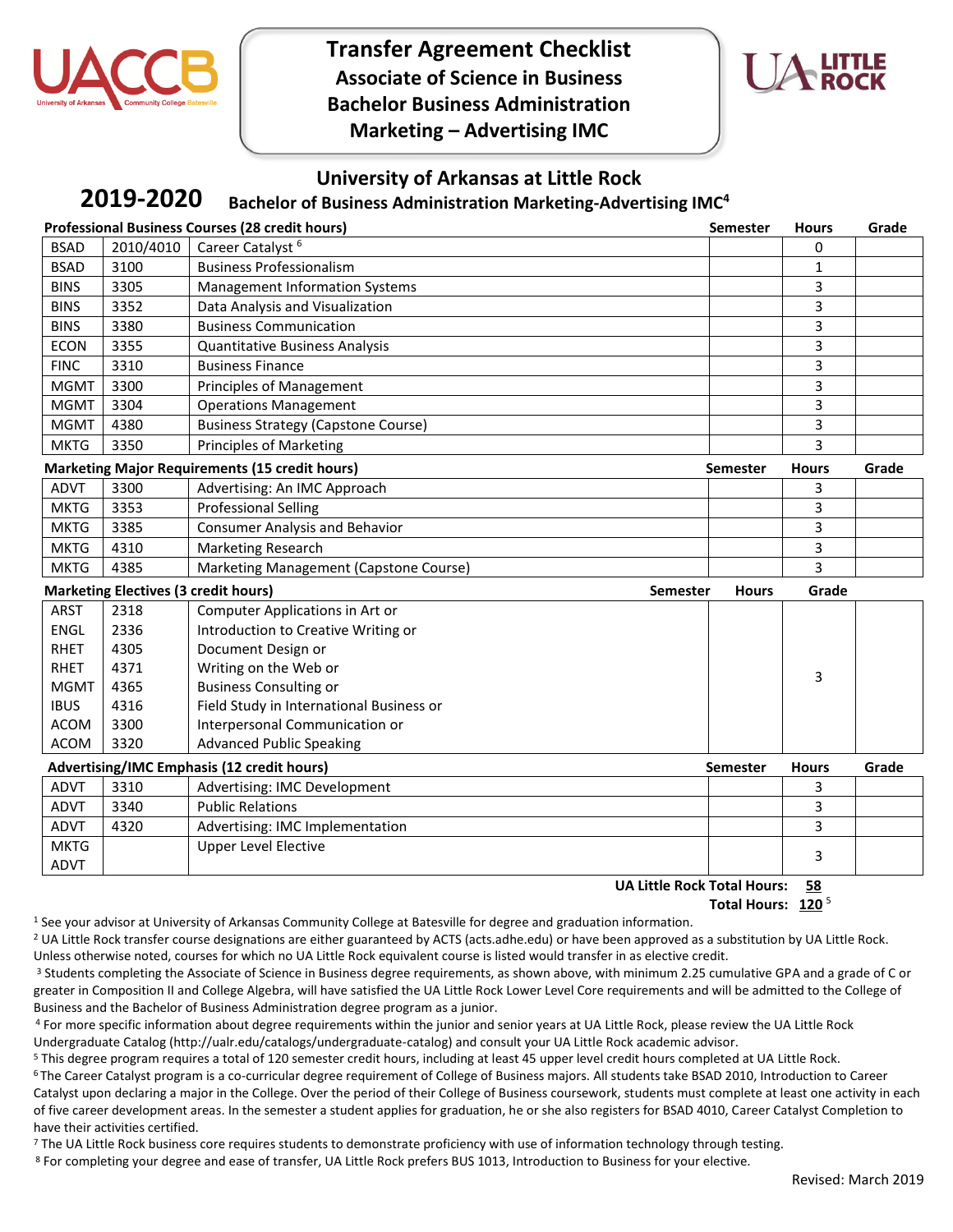# Transfer Agreement Checklist
## Associate of Science in Business
## Bachelor Business Administration
## Marketing – Advertising IMC

**University of Arkansas at Little Rock**

**2019-2020** **Bachelor of Business Administration Marketing-Advertising IMC[4]**

**Professional Business Courses (28 credit hours)**

| | | | Semester | Hours | Grade |
|---|---|---|---|---|---|
| BSAD | 2010/4010 | Career Catalyst [6] | | 0 | |
| BSAD | 3100 | Business Professionalism | | 1 | |
| BINS | 3305 | Management Information Systems | | 3 | |
| BINS | 3352 | Data Analysis and Visualization | | 3 | |
| BINS | 3380 | Business Communication | | 3 | |
| ECON | 3355 | Quantitative Business Analysis | | 3 | |
| FINC | 3310 | Business Finance | | 3 | |
| MGMT | 3300 | Principles of Management | | 3 | |
| MGMT | 3304 | Operations Management | | 3 | |
| MGMT | 4380 | Business Strategy (Capstone Course) | | 3 | |
| MKTG | 3350 | Principles of Marketing | | 3 | |

**Marketing Major Requirements (15 credit hours)**

| | | | Semester | Hours | Grade |
|---|---|---|---|---|---|
| ADVT | 3300 | Advertising: An IMC Approach | | 3 | |
| MKTG | 3353 | Professional Selling | | 3 | |
| MKTG | 3385 | Consumer Analysis and Behavior | | 3 | |
| MKTG | 4310 | Marketing Research | | 3 | |
| MKTG | 4385 | Marketing Management (Capstone Course) | | 3 | |

**Marketing Electives (3 credit hours)**

| | | | Semester | Hours | Grade |
|---|---|---|---|---|---|
| ARST | 2318 | Computer Applications in Art or | | 3 | |
| ENGL | 2336 | Introduction to Creative Writing or | | | |
| RHET | 4305 | Document Design or | | | |
| RHET | 4371 | Writing on the Web or | | | |
| MGMT | 4365 | Business Consulting or | | | |
| IBUS | 4316 | Field Study in International Business or | | | |
| ACOM | 3300 | Interpersonal Communication or | | | |
| ACOM | 3320 | Advanced Public Speaking | | | |

**Advertising/IMC Emphasis (12 credit hours)**

| | | | Semester | Hours | Grade |
|---|---|---|---|---|---|
| ADVT | 3310 | Advertising: IMC Development | | 3 | |
| ADVT | 3340 | Public Relations | | 3 | |
| ADVT | 4320 | Advertising: IMC Implementation | | 3 | |
| MKTG ADVT | | Upper Level Elective | | 3 | |

**UA Little Rock Total Hours: 58**

**Total Hours: 120** [5]

[1] See your advisor at University of Arkansas Community College at Batesville for degree and graduation information.

[2] UA Little Rock transfer course designations are either guaranteed by ACTS (acts.adhe.edu) or have been approved as a substitution by UA Little Rock. Unless otherwise noted, courses for which no UA Little Rock equivalent course is listed would transfer in as elective credit.

[3] Students completing the Associate of Science in Business degree requirements, as shown above, with minimum 2.25 cumulative GPA and a grade of C or greater in Composition II and College Algebra, will have satisfied the UA Little Rock Lower Level Core requirements and will be admitted to the College of Business and the Bachelor of Business Administration degree program as a junior.

[4] For more specific information about degree requirements within the junior and senior years at UA Little Rock, please review the UA Little Rock Undergraduate Catalog (http://ualr.edu/catalogs/undergraduate-catalog) and consult your UA Little Rock academic advisor.

[5] This degree program requires a total of 120 semester credit hours, including at least 45 upper level credit hours completed at UA Little Rock.

[6] The Career Catalyst program is a co-curricular degree requirement of College of Business majors. All students take BSAD 2010, Introduction to Career Catalyst upon declaring a major in the College. Over the period of their College of Business coursework, students must complete at least one activity in each of five career development areas. In the semester a student applies for graduation, he or she also registers for BSAD 4010, Career Catalyst Completion to have their activities certified.

[7] The UA Little Rock business core requires students to demonstrate proficiency with use of information technology through testing.

[8] For completing your degree and ease of transfer, UA Little Rock prefers BUS 1013, Introduction to Business for your elective.

Revised: March 2019